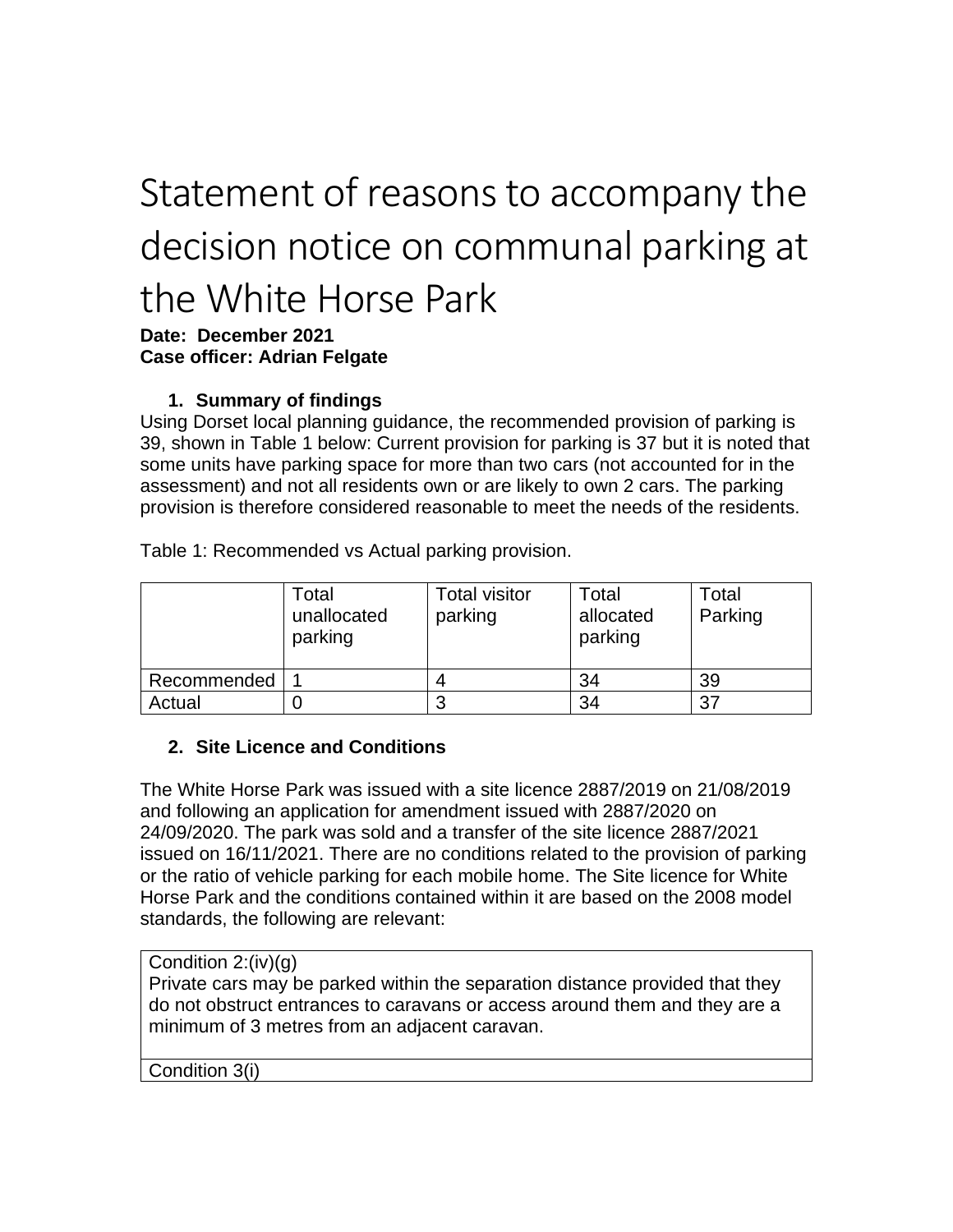# Statement of reasons to accompany the decision notice on communal parking at the White Horse Park

**Date: December 2021**
**Case officer: Adrian Felgate**

## 1. Summary of findings

Using Dorset local planning guidance, the recommended provision of parking is 39, shown in Table 1 below: Current provision for parking is 37 but it is noted that some units have parking space for more than two cars (not accounted for in the assessment) and not all residents own or are likely to own 2 cars. The parking provision is therefore considered reasonable to meet the needs of the residents.

Table 1: Recommended vs Actual parking provision.

| | Total unallocated parking | Total visitor parking | Total allocated parking | Total Parking |
|---|---|---|---|---|
| Recommended | 1 | 4 | 34 | 39 |
| Actual | 0 | 3 | 34 | 37 |

## 2. Site Licence and Conditions

The White Horse Park was issued with a site licence 2887/2019 on 21/08/2019 and following an application for amendment issued with 2887/2020 on 24/09/2020. The park was sold and a transfer of the site licence 2887/2021 issued on 16/11/2021. There are no conditions related to the provision of parking or the ratio of vehicle parking for each mobile home. The Site licence for White Horse Park and the conditions contained within it are based on the 2008 model standards, the following are relevant:

| Condition 2:(iv)(g) Private cars may be parked within the separation distance provided that they do not obstruct entrances to caravans or access around them and they are a minimum of 3 metres from an adjacent caravan. |
|---|
| Condition 3(i) |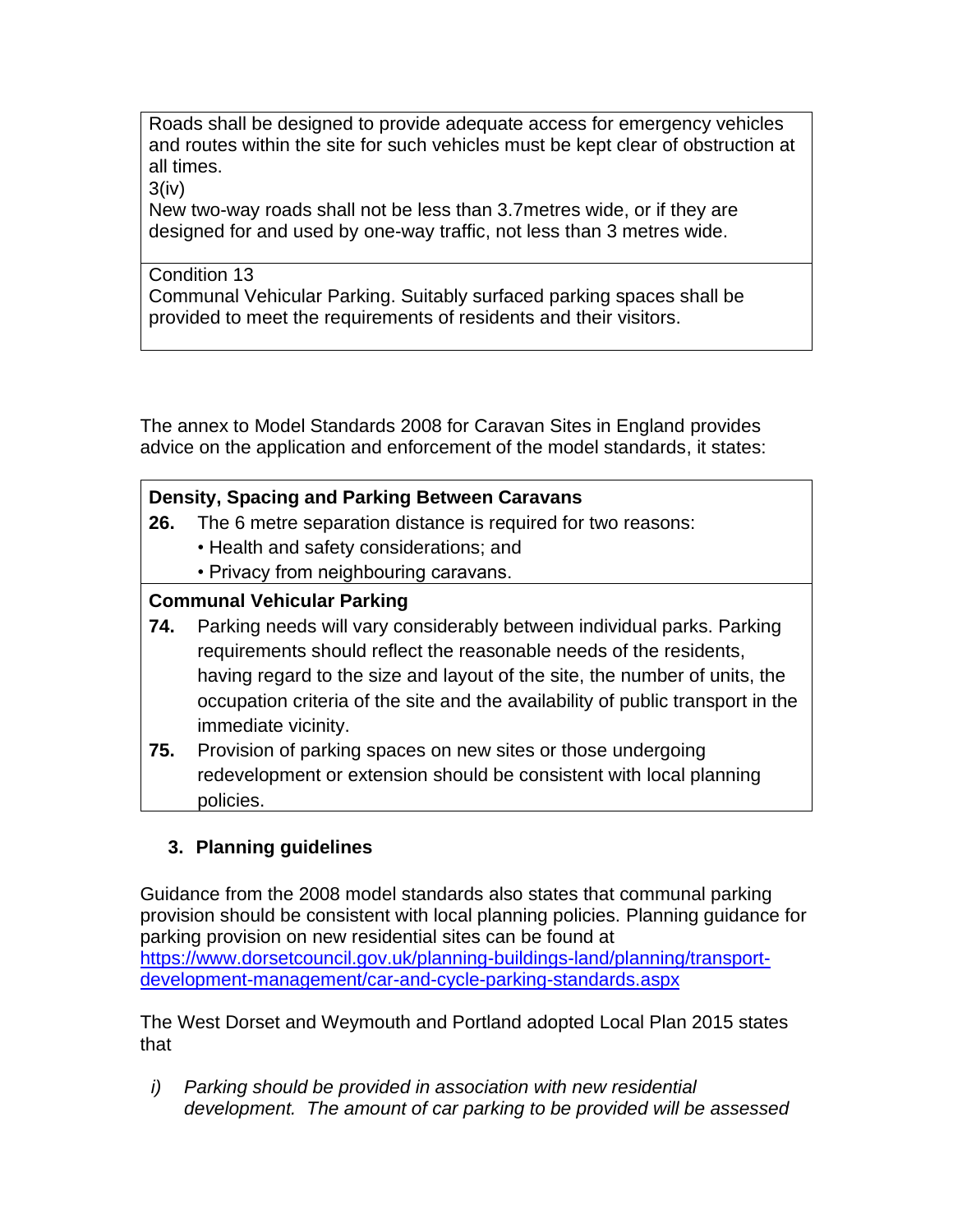| |
|---|
| Roads shall be designed to provide adequate access for emergency vehicles and routes within the site for such vehicles must be kept clear of obstruction at all times.<br>3(iv)<br>New two-way roads shall not be less than 3.7metres wide, or if they are designed for and used by one-way traffic, not less than 3 metres wide. |
| Condition 13<br>Communal Vehicular Parking. Suitably surfaced parking spaces shall be provided to meet the requirements of residents and their visitors. |

The annex to Model Standards 2008 for Caravan Sites in England provides advice on the application and enforcement of the model standards, it states:

| |
|---|
| **Density, Spacing and Parking Between Caravans**<br>**26.** The 6 metre separation distance is required for two reasons:<br>• Health and safety considerations; and<br>• Privacy from neighbouring caravans. |
| **Communal Vehicular Parking**<br>**74.** Parking needs will vary considerably between individual parks. Parking requirements should reflect the reasonable needs of the residents, having regard to the size and layout of the site, the number of units, the occupation criteria of the site and the availability of public transport in the immediate vicinity.<br>**75.** Provision of parking spaces on new sites or those undergoing redevelopment or extension should be consistent with local planning policies. |

## 3. Planning guidelines

Guidance from the 2008 model standards also states that communal parking provision should be consistent with local planning policies. Planning guidance for parking provision on new residential sites can be found at https://www.dorsetcouncil.gov.uk/planning-buildings-land/planning/transport-development-management/car-and-cycle-parking-standards.aspx

The West Dorset and Weymouth and Portland adopted Local Plan 2015 states that

i) *Parking should be provided in association with new residential development. The amount of car parking to be provided will be assessed*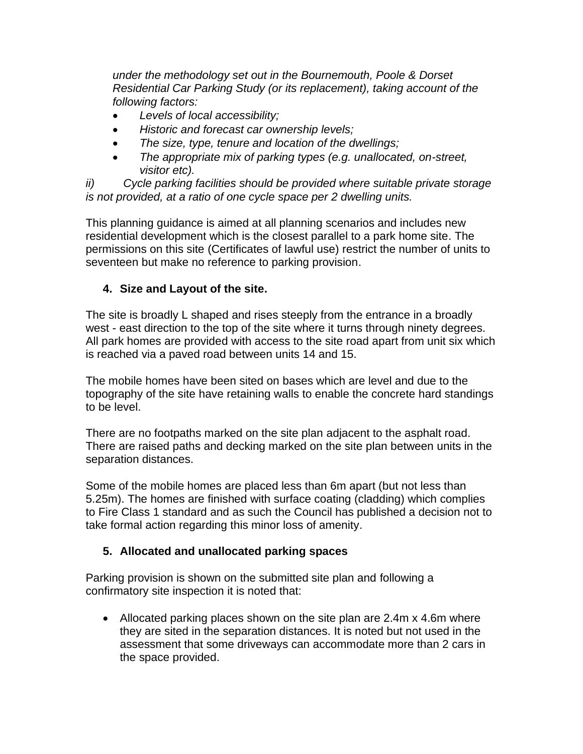*under the methodology set out in the Bournemouth, Poole & Dorset Residential Car Parking Study (or its replacement), taking account of the following factors:*

- *Levels of local accessibility;*
- *Historic and forecast car ownership levels;*
- *The size, type, tenure and location of the dwellings;*
- *The appropriate mix of parking types (e.g. unallocated, on-street, visitor etc).*

*ii) Cycle parking facilities should be provided where suitable private storage is not provided, at a ratio of one cycle space per 2 dwelling units.*

This planning guidance is aimed at all planning scenarios and includes new residential development which is the closest parallel to a park home site. The permissions on this site (Certificates of lawful use) restrict the number of units to seventeen but make no reference to parking provision.

## 4. Size and Layout of the site.

The site is broadly L shaped and rises steeply from the entrance in a broadly west - east direction to the top of the site where it turns through ninety degrees. All park homes are provided with access to the site road apart from unit six which is reached via a paved road between units 14 and 15.

The mobile homes have been sited on bases which are level and due to the topography of the site have retaining walls to enable the concrete hard standings to be level.

There are no footpaths marked on the site plan adjacent to the asphalt road. There are raised paths and decking marked on the site plan between units in the separation distances.

Some of the mobile homes are placed less than 6m apart (but not less than 5.25m). The homes are finished with surface coating (cladding) which complies to Fire Class 1 standard and as such the Council has published a decision not to take formal action regarding this minor loss of amenity.

## 5. Allocated and unallocated parking spaces

Parking provision is shown on the submitted site plan and following a confirmatory site inspection it is noted that:

- Allocated parking places shown on the site plan are 2.4m x 4.6m where they are sited in the separation distances. It is noted but not used in the assessment that some driveways can accommodate more than 2 cars in the space provided.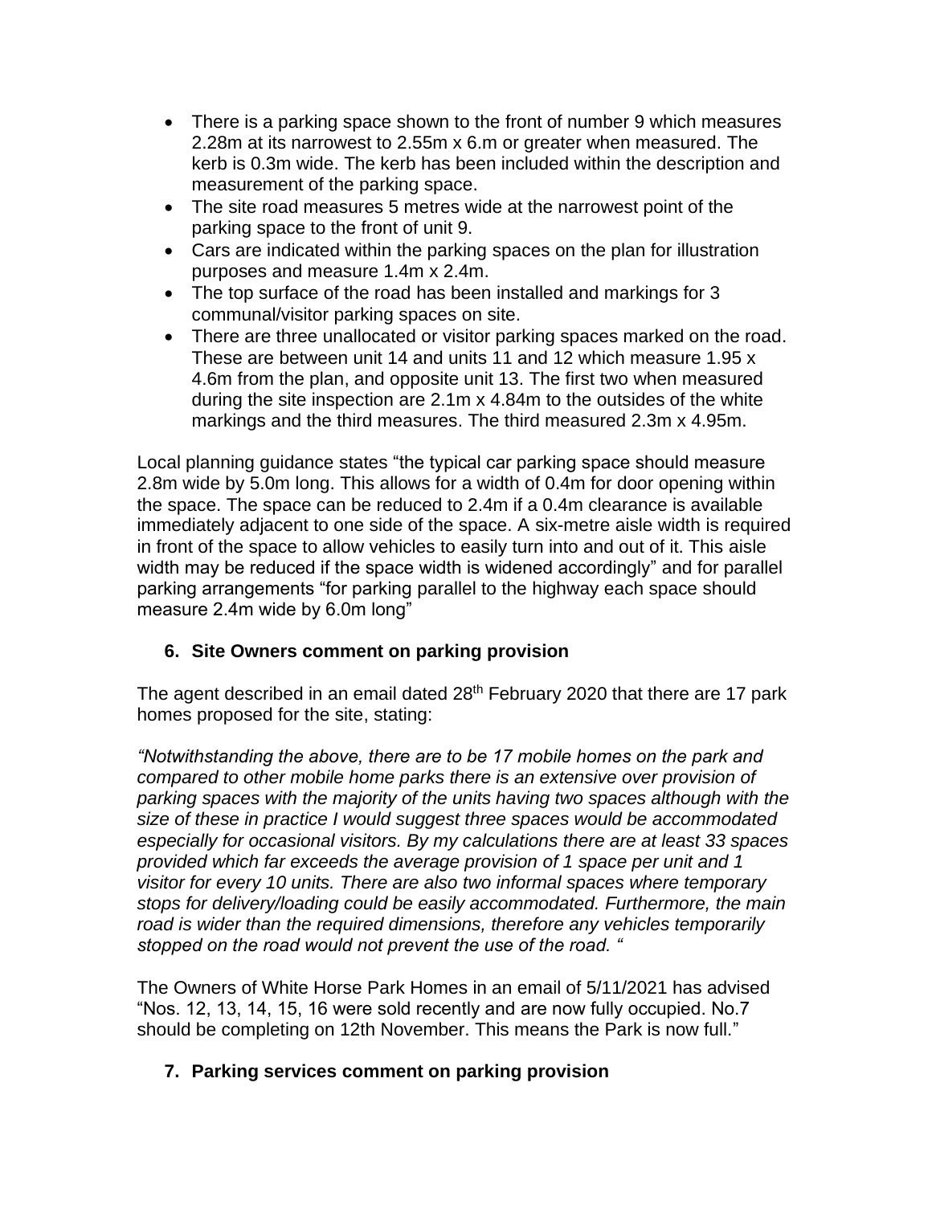- There is a parking space shown to the front of number 9 which measures 2.28m at its narrowest to 2.55m x 6.m or greater when measured. The kerb is 0.3m wide. The kerb has been included within the description and measurement of the parking space.
- The site road measures 5 metres wide at the narrowest point of the parking space to the front of unit 9.
- Cars are indicated within the parking spaces on the plan for illustration purposes and measure 1.4m x 2.4m.
- The top surface of the road has been installed and markings for 3 communal/visitor parking spaces on site.
- There are three unallocated or visitor parking spaces marked on the road. These are between unit 14 and units 11 and 12 which measure 1.95 x 4.6m from the plan, and opposite unit 13. The first two when measured during the site inspection are 2.1m x 4.84m to the outsides of the white markings and the third measures. The third measured 2.3m x 4.95m.

Local planning guidance states "the typical car parking space should measure 2.8m wide by 5.0m long. This allows for a width of 0.4m for door opening within the space. The space can be reduced to 2.4m if a 0.4m clearance is available immediately adjacent to one side of the space. A six-metre aisle width is required in front of the space to allow vehicles to easily turn into and out of it. This aisle width may be reduced if the space width is widened accordingly" and for parallel parking arrangements "for parking parallel to the highway each space should measure 2.4m wide by 6.0m long"

## 6. Site Owners comment on parking provision

The agent described in an email dated 28th February 2020 that there are 17 park homes proposed for the site, stating:

*"Notwithstanding the above, there are to be 17 mobile homes on the park and compared to other mobile home parks there is an extensive over provision of parking spaces with the majority of the units having two spaces although with the size of these in practice I would suggest three spaces would be accommodated especially for occasional visitors. By my calculations there are at least 33 spaces provided which far exceeds the average provision of 1 space per unit and 1 visitor for every 10 units. There are also two informal spaces where temporary stops for delivery/loading could be easily accommodated. Furthermore, the main road is wider than the required dimensions, therefore any vehicles temporarily stopped on the road would not prevent the use of the road. "*

The Owners of White Horse Park Homes in an email of 5/11/2021 has advised "Nos. 12, 13, 14, 15, 16 were sold recently and are now fully occupied. No.7 should be completing on 12th November. This means the Park is now full."

## 7. Parking services comment on parking provision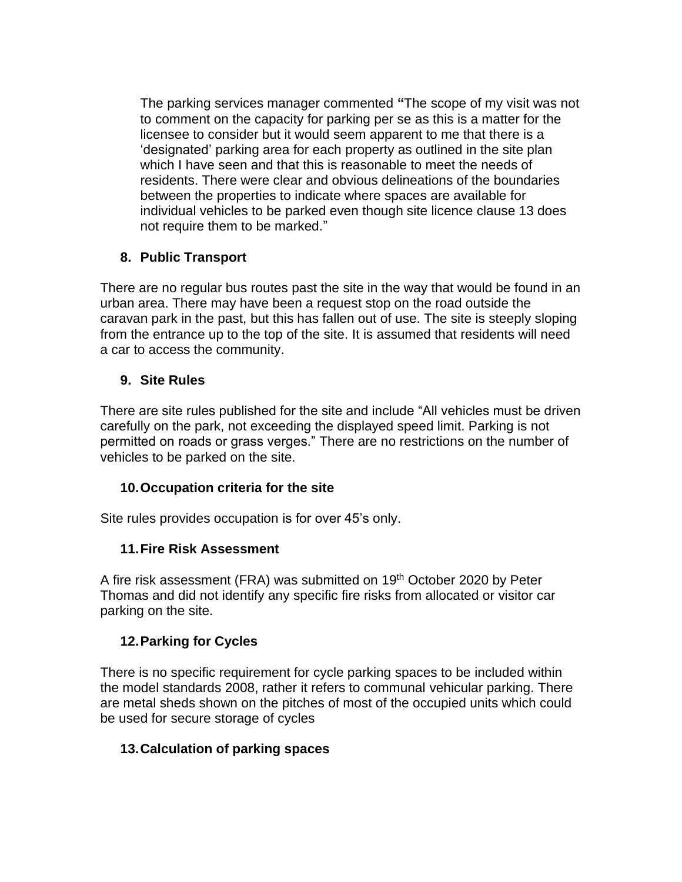The parking services manager commented **"**The scope of my visit was not to comment on the capacity for parking per se as this is a matter for the licensee to consider but it would seem apparent to me that there is a 'designated' parking area for each property as outlined in the site plan which I have seen and that this is reasonable to meet the needs of residents. There were clear and obvious delineations of the boundaries between the properties to indicate where spaces are available for individual vehicles to be parked even though site licence clause 13 does not require them to be marked."

### 8. Public Transport

There are no regular bus routes past the site in the way that would be found in an urban area. There may have been a request stop on the road outside the caravan park in the past, but this has fallen out of use. The site is steeply sloping from the entrance up to the top of the site. It is assumed that residents will need a car to access the community.

### 9. Site Rules

There are site rules published for the site and include "All vehicles must be driven carefully on the park, not exceeding the displayed speed limit. Parking is not permitted on roads or grass verges." There are no restrictions on the number of vehicles to be parked on the site.

### 10. Occupation criteria for the site

Site rules provides occupation is for over 45's only.

### 11. Fire Risk Assessment

A fire risk assessment (FRA) was submitted on 19th October 2020 by Peter Thomas and did not identify any specific fire risks from allocated or visitor car parking on the site.

### 12. Parking for Cycles

There is no specific requirement for cycle parking spaces to be included within the model standards 2008, rather it refers to communal vehicular parking. There are metal sheds shown on the pitches of most of the occupied units which could be used for secure storage of cycles

### 13. Calculation of parking spaces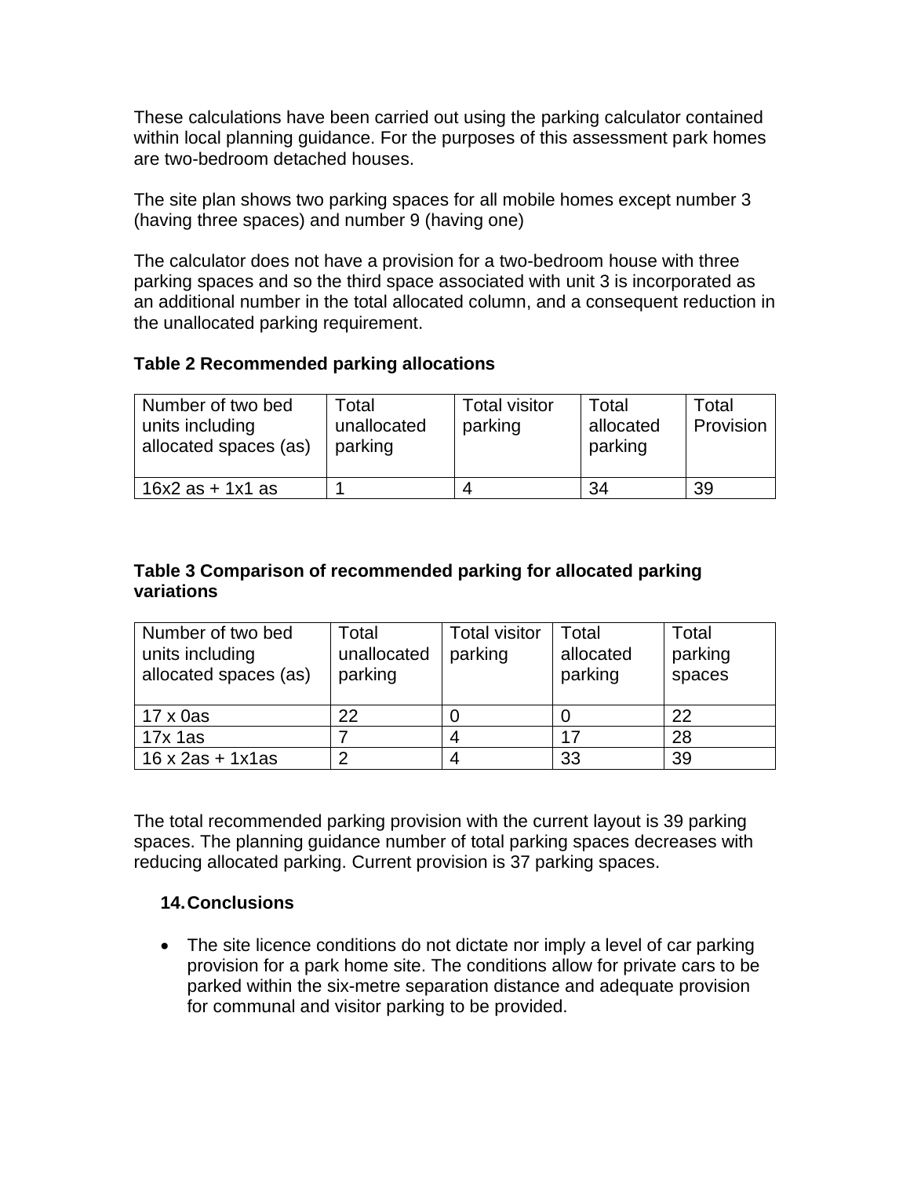These calculations have been carried out using the parking calculator contained within local planning guidance. For the purposes of this assessment park homes are two-bedroom detached houses.

The site plan shows two parking spaces for all mobile homes except number 3 (having three spaces) and number 9 (having one)

The calculator does not have a provision for a two-bedroom house with three parking spaces and so the third space associated with unit 3 is incorporated as an additional number in the total allocated column, and a consequent reduction in the unallocated parking requirement.

**Table 2 Recommended parking allocations**

| Number of two bed units including allocated spaces (as) | Total unallocated parking | Total visitor parking | Total allocated parking | Total Provision |
|---|---|---|---|---|
| 16x2 as + 1x1 as | 1 | 4 | 34 | 39 |

**Table 3 Comparison of recommended parking for allocated parking variations**

| Number of two bed units including allocated spaces (as) | Total unallocated parking | Total visitor parking | Total allocated parking | Total parking spaces |
|---|---|---|---|---|
| 17 x 0as | 22 | 0 | 0 | 22 |
| 17x 1as | 7 | 4 | 17 | 28 |
| 16 x 2as + 1x1as | 2 | 4 | 33 | 39 |

The total recommended parking provision with the current layout is 39 parking spaces. The planning guidance number of total parking spaces decreases with reducing allocated parking. Current provision is 37 parking spaces.

## 14. Conclusions

- The site licence conditions do not dictate nor imply a level of car parking provision for a park home site. The conditions allow for private cars to be parked within the six-metre separation distance and adequate provision for communal and visitor parking to be provided.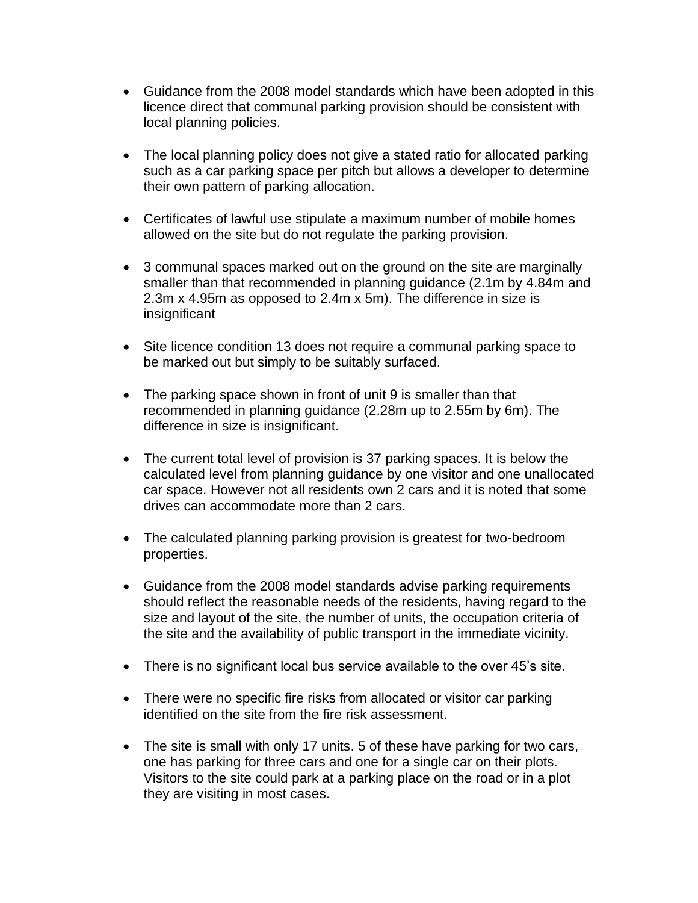- Guidance from the 2008 model standards which have been adopted in this licence direct that communal parking provision should be consistent with local planning policies.

- The local planning policy does not give a stated ratio for allocated parking such as a car parking space per pitch but allows a developer to determine their own pattern of parking allocation.

- Certificates of lawful use stipulate a maximum number of mobile homes allowed on the site but do not regulate the parking provision.

- 3 communal spaces marked out on the ground on the site are marginally smaller than that recommended in planning guidance (2.1m by 4.84m and 2.3m x 4.95m as opposed to 2.4m x 5m). The difference in size is insignificant

- Site licence condition 13 does not require a communal parking space to be marked out but simply to be suitably surfaced.

- The parking space shown in front of unit 9 is smaller than that recommended in planning guidance (2.28m up to 2.55m by 6m). The difference in size is insignificant.

- The current total level of provision is 37 parking spaces. It is below the calculated level from planning guidance by one visitor and one unallocated car space. However not all residents own 2 cars and it is noted that some drives can accommodate more than 2 cars.

- The calculated planning parking provision is greatest for two-bedroom properties.

- Guidance from the 2008 model standards advise parking requirements should reflect the reasonable needs of the residents, having regard to the size and layout of the site, the number of units, the occupation criteria of the site and the availability of public transport in the immediate vicinity.

- There is no significant local bus service available to the over 45's site.

- There were no specific fire risks from allocated or visitor car parking identified on the site from the fire risk assessment.

- The site is small with only 17 units. 5 of these have parking for two cars, one has parking for three cars and one for a single car on their plots. Visitors to the site could park at a parking place on the road or in a plot they are visiting in most cases.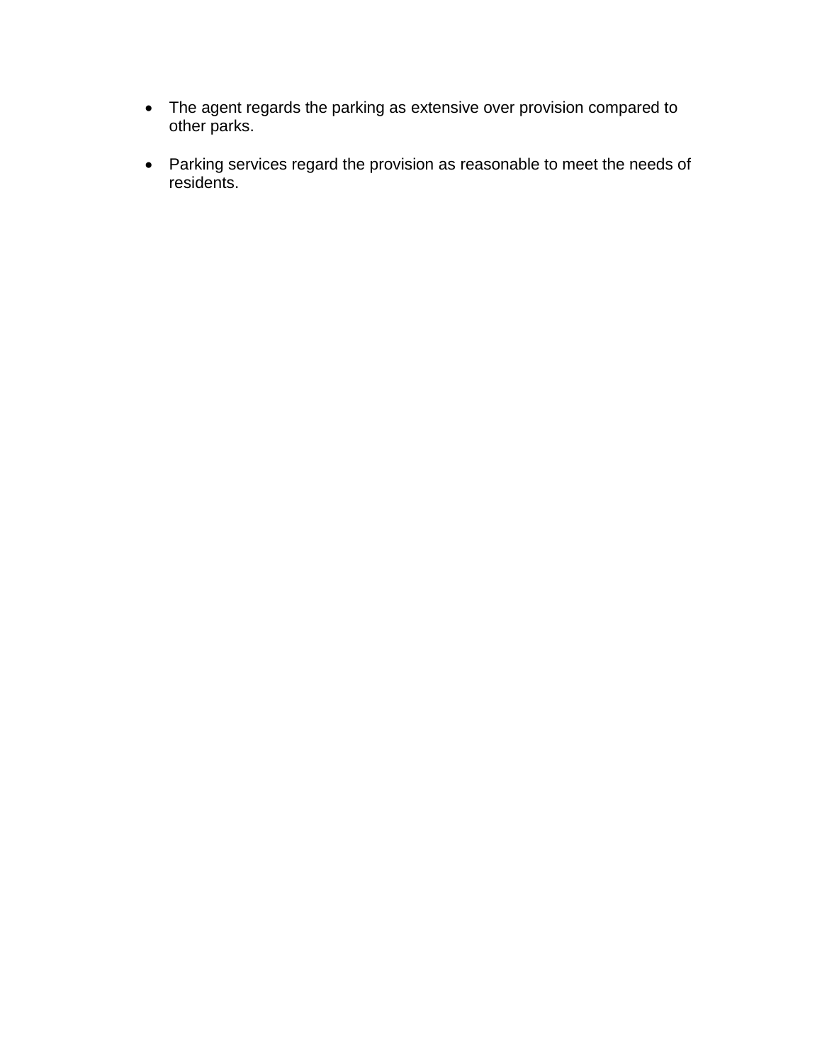- The agent regards the parking as extensive over provision compared to other parks.

- Parking services regard the provision as reasonable to meet the needs of residents.